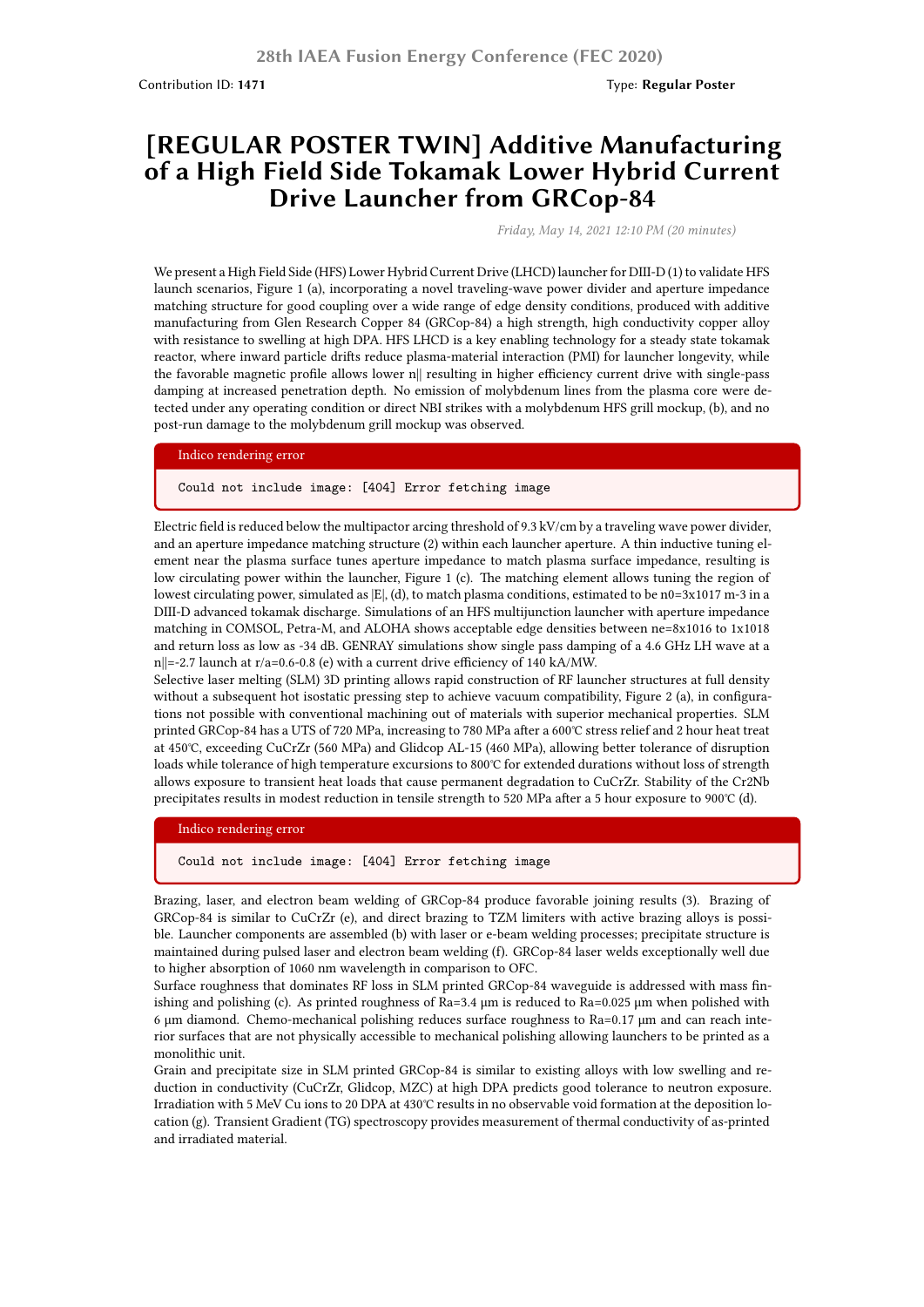# [REGULAR POSTER TWIN] Additive Manufacturing of a High Field Side Tokamak Lower Hybrid Current Drive Launcher from GRCop-84

Contribution ID: **1471**

Type: **Regular Poster**

*Friday, May 14, 2021 12:10 PM (20 minutes)*

We present a High Field Side (HFS) Lower Hybrid Current Drive (LHCD) launcher for DIII-D (1) to validate HFS launch scenarios, Figure 1 (a), incorporating a novel traveling-wave power divider and aperture impedance matching structure for good coupling over a wide range of edge density conditions, produced with additive manufacturing from Glen Research Copper 84 (GRCop-84) a high strength, high conductivity copper alloy with resistance to swelling at high DPA. HFS LHCD is a key enabling technology for a steady state tokamak reactor, where inward particle drifts reduce plasma-material interaction (PMI) for launcher longevity, while the favorable magnetic profile allows lower n|| resulting in higher efficiency current drive with single-pass damping at increased penetration depth. No emission of molybdenum lines from the plasma core were detected under any operating condition or direct NBI strikes with a molybdenum HFS grill mockup, (b), and no post-run damage to the molybdenum grill mockup was observed.

Indico rendering error

```
Could not include image: [404] Error fetching image
```

Electric field is reduced below the multipactor arcing threshold of 9.3 kV/cm by a traveling wave power divider, and an aperture impedance matching structure (2) within each launcher aperture. A thin inductive tuning element near the plasma surface tunes aperture impedance to match plasma surface impedance, resulting is low circulating power within the launcher, Figure 1 (c). The matching element allows tuning the region of lowest circulating power, simulated as |E|, (d), to match plasma conditions, estimated to be n0=3x1017 m-3 in a DIII-D advanced tokamak discharge. Simulations of an HFS multijunction launcher with aperture impedance matching in COMSOL, Petra-M, and ALOHA shows acceptable edge densities between ne=8x1016 to 1x1018 and return loss as low as -34 dB. GENRAY simulations show single pass damping of a 4.6 GHz LH wave at a n||=-2.7 launch at r/a=0.6-0.8 (e) with a current drive efficiency of 140 kA/MW.

Selective laser melting (SLM) 3D printing allows rapid construction of RF launcher structures at full density without a subsequent hot isostatic pressing step to achieve vacuum compatibility, Figure 2 (a), in configurations not possible with conventional machining out of materials with superior mechanical properties. SLM printed GRCop-84 has a UTS of 720 MPa, increasing to 780 MPa after a 600℃ stress relief and 2 hour heat treat at 450℃, exceeding CuCrZr (560 MPa) and Glidcop AL-15 (460 MPa), allowing better tolerance of disruption loads while tolerance of high temperature excursions to 800℃ for extended durations without loss of strength allows exposure to transient heat loads that cause permanent degradation to CuCrZr. Stability of the Cr2Nb precipitates results in modest reduction in tensile strength to 520 MPa after a 5 hour exposure to 900℃ (d).

Indico rendering error

```
Could not include image: [404] Error fetching image
```

Brazing, laser, and electron beam welding of GRCop-84 produce favorable joining results (3). Brazing of GRCop-84 is similar to CuCrZr (e), and direct brazing to TZM limiters with active brazing alloys is possible. Launcher components are assembled (b) with laser or e-beam welding processes; precipitate structure is maintained during pulsed laser and electron beam welding (f). GRCop-84 laser welds exceptionally well due to higher absorption of 1060 nm wavelength in comparison to OFC.

Surface roughness that dominates RF loss in SLM printed GRCop-84 waveguide is addressed with mass finishing and polishing (c). As printed roughness of Ra=3.4 μm is reduced to Ra=0.025 μm when polished with 6 μm diamond. Chemo-mechanical polishing reduces surface roughness to Ra=0.17 μm and can reach interior surfaces that are not physically accessible to mechanical polishing allowing launchers to be printed as a monolithic unit.

Grain and precipitate size in SLM printed GRCop-84 is similar to existing alloys with low swelling and reduction in conductivity (CuCrZr, Glidcop, MZC) at high DPA predicts good tolerance to neutron exposure. Irradiation with 5 MeV Cu ions to 20 DPA at 430℃ results in no observable void formation at the deposition location (g). Transient Gradient (TG) spectroscopy provides measurement of thermal conductivity of as-printed and irradiated material.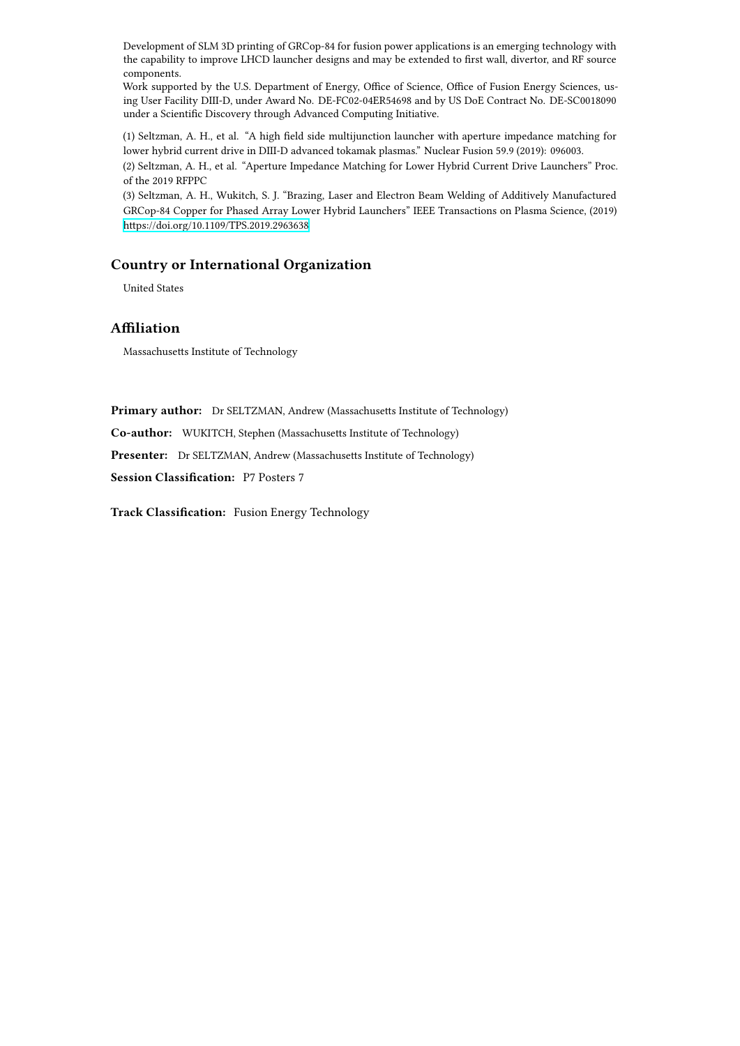Development of SLM 3D printing of GRCop-84 for fusion power applications is an emerging technology with the capability to improve LHCD launcher designs and may be extended to first wall, divertor, and RF source components.

Work supported by the U.S. Department of Energy, Office of Science, Office of Fusion Energy Sciences, using User Facility DIII-D, under Award No. DE-FC02-04ER54698 and by US DoE Contract No. DE-SC0018090 under a Scientific Discovery through Advanced Computing Initiative.

(1) Seltzman, A. H., et al. "A high field side multijunction launcher with aperture impedance matching for lower hybrid current drive in DIII-D advanced tokamak plasmas." Nuclear Fusion 59.9 (2019): 096003.

(2) Seltzman, A. H., et al. "Aperture Impedance Matching for Lower Hybrid Current Drive Launchers" Proc. of the 2019 RFPPC

(3) Seltzman, A. H., Wukitch, S. J. "Brazing, Laser and Electron Beam Welding of Additively Manufactured GRCop-84 Copper for Phased Array Lower Hybrid Launchers" IEEE Transactions on Plasma Science, (2019) https://doi.org/10.1109/TPS.2019.2963638

## Country or International Organization

United States

## Affiliation

Massachusetts Institute of Technology

**Primary author:** Dr SELTZMAN, Andrew (Massachusetts Institute of Technology)

**Co-author:** WUKITCH, Stephen (Massachusetts Institute of Technology)

**Presenter:** Dr SELTZMAN, Andrew (Massachusetts Institute of Technology)

**Session Classification:** P7 Posters 7

**Track Classification:** Fusion Energy Technology